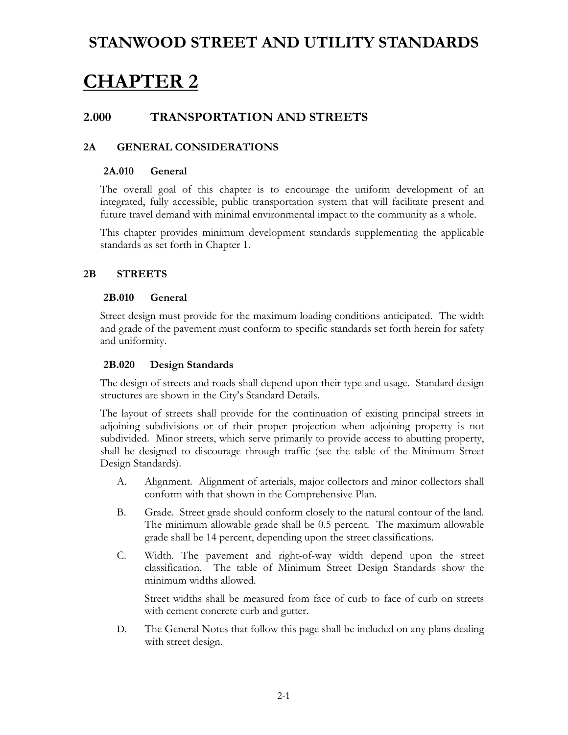# STANWOOD STREET AND UTILITY STANDARDS

# CHAPTER 2

## 2.000 TRANSPORTATION AND STREETS

### 2A GENERAL CONSIDERATIONS

#### 2A.010 General

The overall goal of this chapter is to encourage the uniform development of an integrated, fully accessible, public transportation system that will facilitate present and future travel demand with minimal environmental impact to the community as a whole.

This chapter provides minimum development standards supplementing the applicable standards as set forth in Chapter 1.

### 2B STREETS

#### 2B.010 General

Street design must provide for the maximum loading conditions anticipated. The width and grade of the pavement must conform to specific standards set forth herein for safety and uniformity.

#### 2B.020 Design Standards

The design of streets and roads shall depend upon their type and usage. Standard design structures are shown in the City's Standard Details.

The layout of streets shall provide for the continuation of existing principal streets in adjoining subdivisions or of their proper projection when adjoining property is not subdivided. Minor streets, which serve primarily to provide access to abutting property, shall be designed to discourage through traffic (see the table of the Minimum Street Design Standards).

A. Alignment. Alignment of arterials, major collectors and minor collectors shall conform with that shown in the Comprehensive Plan.

B. Grade. Street grade should conform closely to the natural contour of the land. The minimum allowable grade shall be 0.5 percent. The maximum allowable grade shall be 14 percent, depending upon the street classifications.

C. Width. The pavement and right-of-way width depend upon the street classification. The table of Minimum Street Design Standards show the minimum widths allowed.

   Street widths shall be measured from face of curb to face of curb on streets with cement concrete curb and gutter.

D. The General Notes that follow this page shall be included on any plans dealing with street design.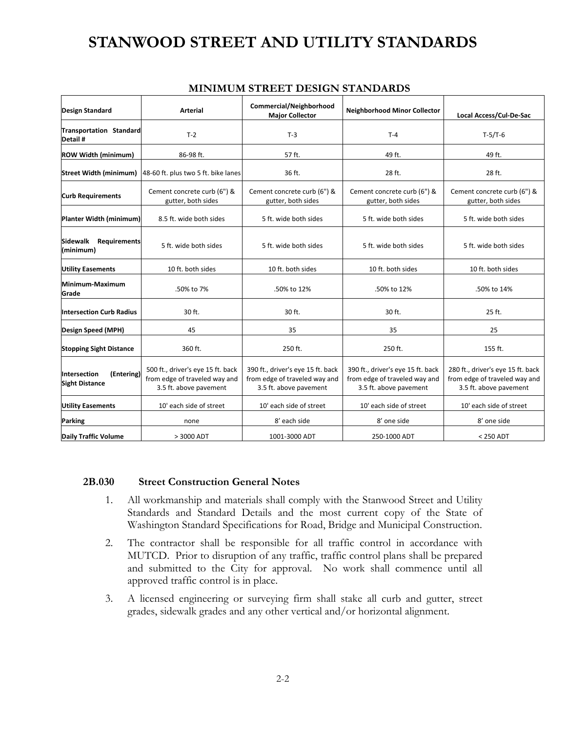# STANWOOD STREET AND UTILITY STANDARDS

## MINIMUM STREET DESIGN STANDARDS

| Design Standard | Arterial | Commercial/Neighborhood Major Collector | Neighborhood Minor Collector | Local Access/Cul-De-Sac |
|---|---|---|---|---|
| Transportation Standard Detail # | T-2 | T-3 | T-4 | T-5/T-6 |
| ROW Width (minimum) | 86-98 ft. | 57 ft. | 49 ft. | 49 ft. |
| Street Width (minimum) | 48-60 ft. plus two 5 ft. bike lanes | 36 ft. | 28 ft. | 28 ft. |
| Curb Requirements | Cement concrete curb (6") & gutter, both sides | Cement concrete curb (6") & gutter, both sides | Cement concrete curb (6") & gutter, both sides | Cement concrete curb (6") & gutter, both sides |
| Planter Width (minimum) | 8.5 ft. wide both sides | 5 ft. wide both sides | 5 ft. wide both sides | 5 ft. wide both sides |
| Sidewalk Requirements (minimum) | 5 ft. wide both sides | 5 ft. wide both sides | 5 ft. wide both sides | 5 ft. wide both sides |
| Utility Easements | 10 ft. both sides | 10 ft. both sides | 10 ft. both sides | 10 ft. both sides |
| Minimum-Maximum Grade | .50% to 7% | .50% to 12% | .50% to 12% | .50% to 14% |
| Intersection Curb Radius | 30 ft. | 30 ft. | 30 ft. | 25 ft. |
| Design Speed (MPH) | 45 | 35 | 35 | 25 |
| Stopping Sight Distance | 360 ft. | 250 ft. | 250 ft. | 155 ft. |
| Intersection (Entering) Sight Distance | 500 ft., driver's eye 15 ft. back from edge of traveled way and 3.5 ft. above pavement | 390 ft., driver's eye 15 ft. back from edge of traveled way and 3.5 ft. above pavement | 390 ft., driver's eye 15 ft. back from edge of traveled way and 3.5 ft. above pavement | 280 ft., driver's eye 15 ft. back from edge of traveled way and 3.5 ft. above pavement |
| Utility Easements | 10' each side of street | 10' each side of street | 10' each side of street | 10' each side of street |
| Parking | none | 8' each side | 8' one side | 8' one side |
| Daily Traffic Volume | > 3000 ADT | 1001-3000 ADT | 250-1000 ADT | < 250 ADT |

### 2B.030 Street Construction General Notes

1. All workmanship and materials shall comply with the Stanwood Street and Utility Standards and Standard Details and the most current copy of the State of Washington Standard Specifications for Road, Bridge and Municipal Construction.
2. The contractor shall be responsible for all traffic control in accordance with MUTCD. Prior to disruption of any traffic, traffic control plans shall be prepared and submitted to the City for approval. No work shall commence until all approved traffic control is in place.
3. A licensed engineering or surveying firm shall stake all curb and gutter, street grades, sidewalk grades and any other vertical and/or horizontal alignment.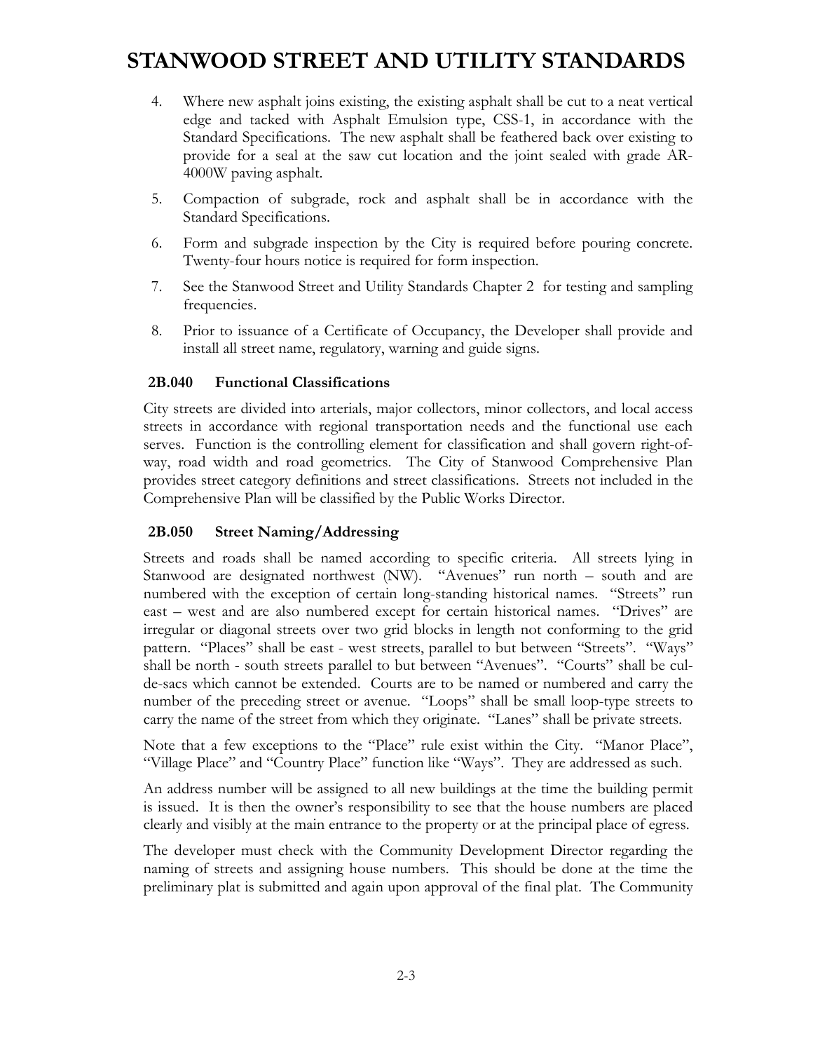4. Where new asphalt joins existing, the existing asphalt shall be cut to a neat vertical edge and tacked with Asphalt Emulsion type, CSS-1, in accordance with the Standard Specifications. The new asphalt shall be feathered back over existing to provide for a seal at the saw cut location and the joint sealed with grade AR-4000W paving asphalt.
5. Compaction of subgrade, rock and asphalt shall be in accordance with the Standard Specifications.
6. Form and subgrade inspection by the City is required before pouring concrete. Twenty-four hours notice is required for form inspection.
7. See the Stanwood Street and Utility Standards Chapter 2 for testing and sampling frequencies.
8. Prior to issuance of a Certificate of Occupancy, the Developer shall provide and install all street name, regulatory, warning and guide signs.

### 2B.040 Functional Classifications

City streets are divided into arterials, major collectors, minor collectors, and local access streets in accordance with regional transportation needs and the functional use each serves. Function is the controlling element for classification and shall govern right-of-way, road width and road geometrics. The City of Stanwood Comprehensive Plan provides street category definitions and street classifications. Streets not included in the Comprehensive Plan will be classified by the Public Works Director.

### 2B.050 Street Naming/Addressing

Streets and roads shall be named according to specific criteria. All streets lying in Stanwood are designated northwest (NW). "Avenues" run north – south and are numbered with the exception of certain long-standing historical names. "Streets" run east – west and are also numbered except for certain historical names. "Drives" are irregular or diagonal streets over two grid blocks in length not conforming to the grid pattern. "Places" shall be east - west streets, parallel to but between "Streets". "Ways" shall be north - south streets parallel to but between "Avenues". "Courts" shall be cul-de-sacs which cannot be extended. Courts are to be named or numbered and carry the number of the preceding street or avenue. "Loops" shall be small loop-type streets to carry the name of the street from which they originate. "Lanes" shall be private streets.

Note that a few exceptions to the "Place" rule exist within the City. "Manor Place", "Village Place" and "Country Place" function like "Ways". They are addressed as such.

An address number will be assigned to all new buildings at the time the building permit is issued. It is then the owner's responsibility to see that the house numbers are placed clearly and visibly at the main entrance to the property or at the principal place of egress.

The developer must check with the Community Development Director regarding the naming of streets and assigning house numbers. This should be done at the time the preliminary plat is submitted and again upon approval of the final plat. The Community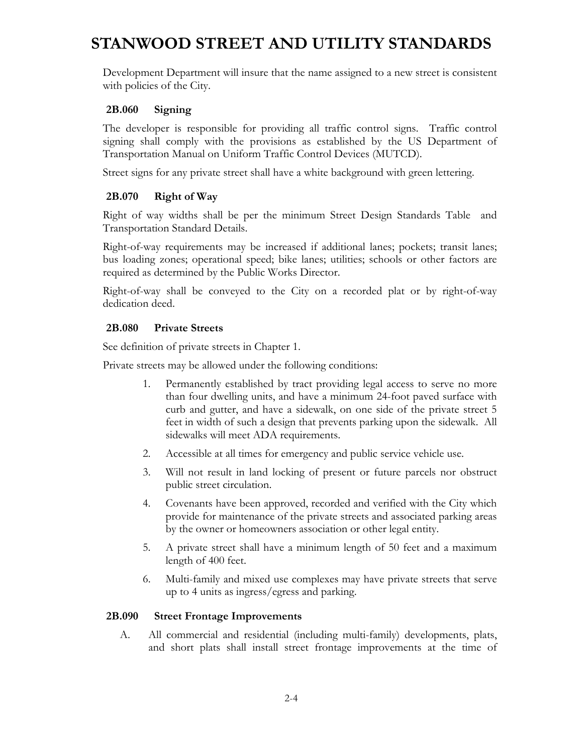Development Department will insure that the name assigned to a new street is consistent with policies of the City.

### 2B.060 Signing

The developer is responsible for providing all traffic control signs. Traffic control signing shall comply with the provisions as established by the US Department of Transportation Manual on Uniform Traffic Control Devices (MUTCD).

Street signs for any private street shall have a white background with green lettering.

### 2B.070 Right of Way

Right of way widths shall be per the minimum Street Design Standards Table and Transportation Standard Details.

Right-of-way requirements may be increased if additional lanes; pockets; transit lanes; bus loading zones; operational speed; bike lanes; utilities; schools or other factors are required as determined by the Public Works Director.

Right-of-way shall be conveyed to the City on a recorded plat or by right-of-way dedication deed.

### 2B.080 Private Streets

See definition of private streets in Chapter 1.

Private streets may be allowed under the following conditions:

1. Permanently established by tract providing legal access to serve no more than four dwelling units, and have a minimum 24-foot paved surface with curb and gutter, and have a sidewalk, on one side of the private street 5 feet in width of such a design that prevents parking upon the sidewalk. All sidewalks will meet ADA requirements.
2. Accessible at all times for emergency and public service vehicle use.
3. Will not result in land locking of present or future parcels nor obstruct public street circulation.
4. Covenants have been approved, recorded and verified with the City which provide for maintenance of the private streets and associated parking areas by the owner or homeowners association or other legal entity.
5. A private street shall have a minimum length of 50 feet and a maximum length of 400 feet.
6. Multi-family and mixed use complexes may have private streets that serve up to 4 units as ingress/egress and parking.

### 2B.090 Street Frontage Improvements

A. All commercial and residential (including multi-family) developments, plats, and short plats shall install street frontage improvements at the time of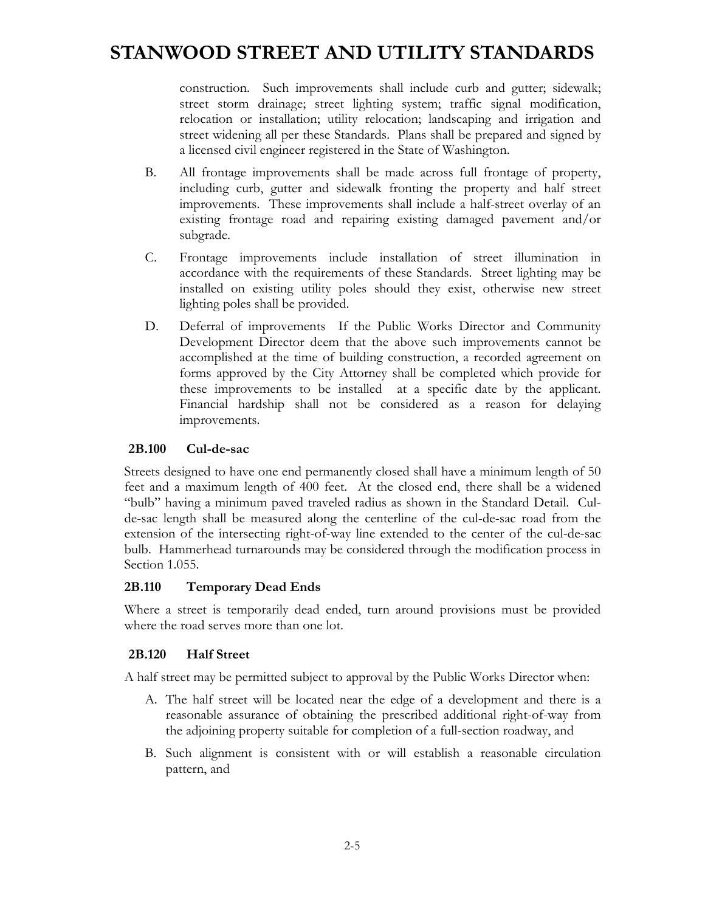construction. Such improvements shall include curb and gutter; sidewalk; street storm drainage; street lighting system; traffic signal modification, relocation or installation; utility relocation; landscaping and irrigation and street widening all per these Standards. Plans shall be prepared and signed by a licensed civil engineer registered in the State of Washington.

B. All frontage improvements shall be made across full frontage of property, including curb, gutter and sidewalk fronting the property and half street improvements. These improvements shall include a half-street overlay of an existing frontage road and repairing existing damaged pavement and/or subgrade.

C. Frontage improvements include installation of street illumination in accordance with the requirements of these Standards. Street lighting may be installed on existing utility poles should they exist, otherwise new street lighting poles shall be provided.

D. Deferral of improvements If the Public Works Director and Community Development Director deem that the above such improvements cannot be accomplished at the time of building construction, a recorded agreement on forms approved by the City Attorney shall be completed which provide for these improvements to be installed at a specific date by the applicant. Financial hardship shall not be considered as a reason for delaying improvements.

### 2B.100 Cul-de-sac

Streets designed to have one end permanently closed shall have a minimum length of 50 feet and a maximum length of 400 feet. At the closed end, there shall be a widened "bulb" having a minimum paved traveled radius as shown in the Standard Detail. Cul-de-sac length shall be measured along the centerline of the cul-de-sac road from the extension of the intersecting right-of-way line extended to the center of the cul-de-sac bulb. Hammerhead turnarounds may be considered through the modification process in Section 1.055.

### 2B.110 Temporary Dead Ends

Where a street is temporarily dead ended, turn around provisions must be provided where the road serves more than one lot.

### 2B.120 Half Street

A half street may be permitted subject to approval by the Public Works Director when:

A. The half street will be located near the edge of a development and there is a reasonable assurance of obtaining the prescribed additional right-of-way from the adjoining property suitable for completion of a full-section roadway, and

B. Such alignment is consistent with or will establish a reasonable circulation pattern, and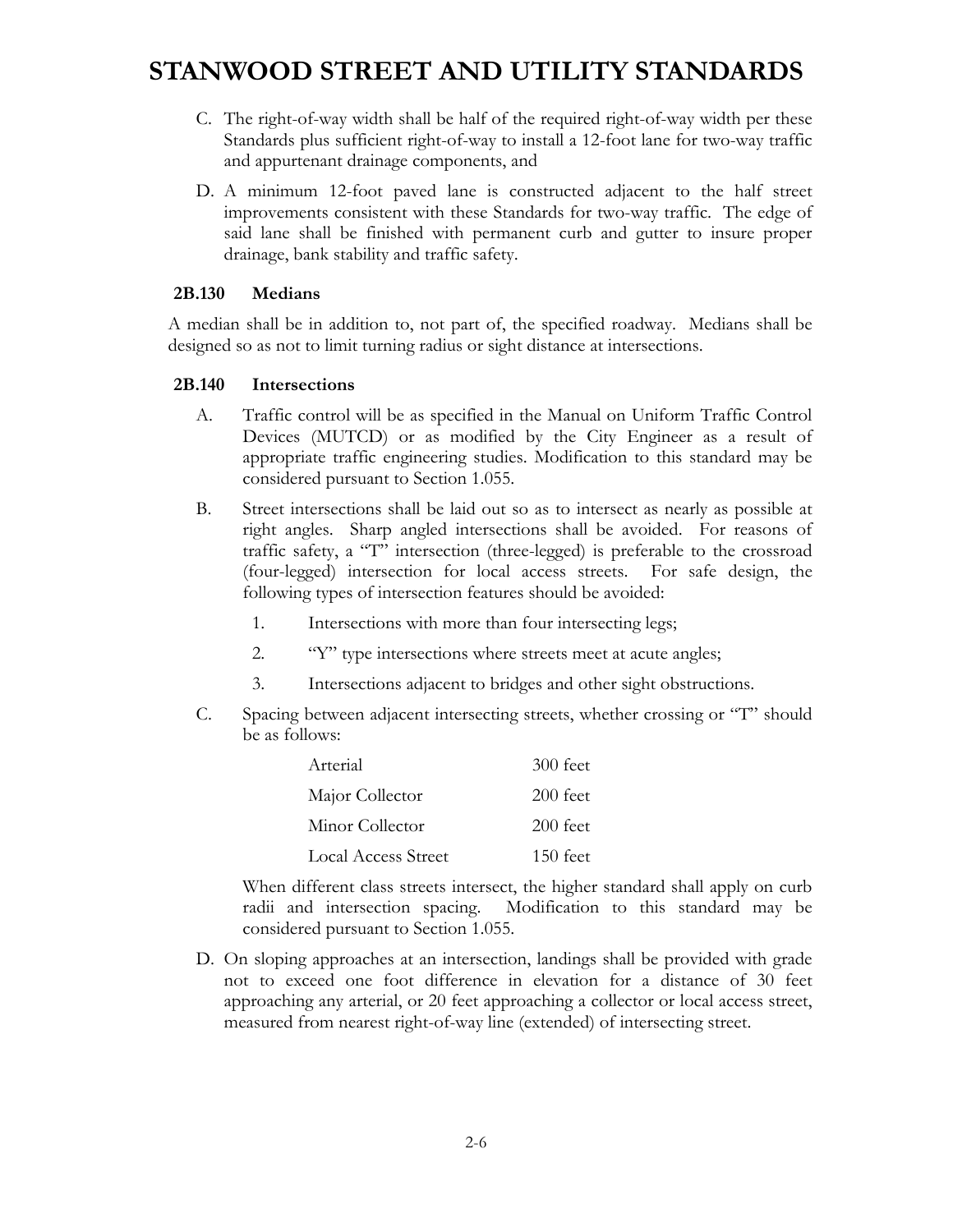C. The right-of-way width shall be half of the required right-of-way width per these Standards plus sufficient right-of-way to install a 12-foot lane for two-way traffic and appurtenant drainage components, and

D. A minimum 12-foot paved lane is constructed adjacent to the half street improvements consistent with these Standards for two-way traffic. The edge of said lane shall be finished with permanent curb and gutter to insure proper drainage, bank stability and traffic safety.

### 2B.130 Medians

A median shall be in addition to, not part of, the specified roadway. Medians shall be designed so as not to limit turning radius or sight distance at intersections.

### 2B.140 Intersections

A. Traffic control will be as specified in the Manual on Uniform Traffic Control Devices (MUTCD) or as modified by the City Engineer as a result of appropriate traffic engineering studies. Modification to this standard may be considered pursuant to Section 1.055.

B. Street intersections shall be laid out so as to intersect as nearly as possible at right angles. Sharp angled intersections shall be avoided. For reasons of traffic safety, a "T" intersection (three-legged) is preferable to the crossroad (four-legged) intersection for local access streets. For safe design, the following types of intersection features should be avoided:

   1. Intersections with more than four intersecting legs;
   2. "Y" type intersections where streets meet at acute angles;
   3. Intersections adjacent to bridges and other sight obstructions.

C. Spacing between adjacent intersecting streets, whether crossing or "T" should be as follows:

| | |
|---|---|
| Arterial | 300 feet |
| Major Collector | 200 feet |
| Minor Collector | 200 feet |
| Local Access Street | 150 feet |

When different class streets intersect, the higher standard shall apply on curb radii and intersection spacing. Modification to this standard may be considered pursuant to Section 1.055.

D. On sloping approaches at an intersection, landings shall be provided with grade not to exceed one foot difference in elevation for a distance of 30 feet approaching any arterial, or 20 feet approaching a collector or local access street, measured from nearest right-of-way line (extended) of intersecting street.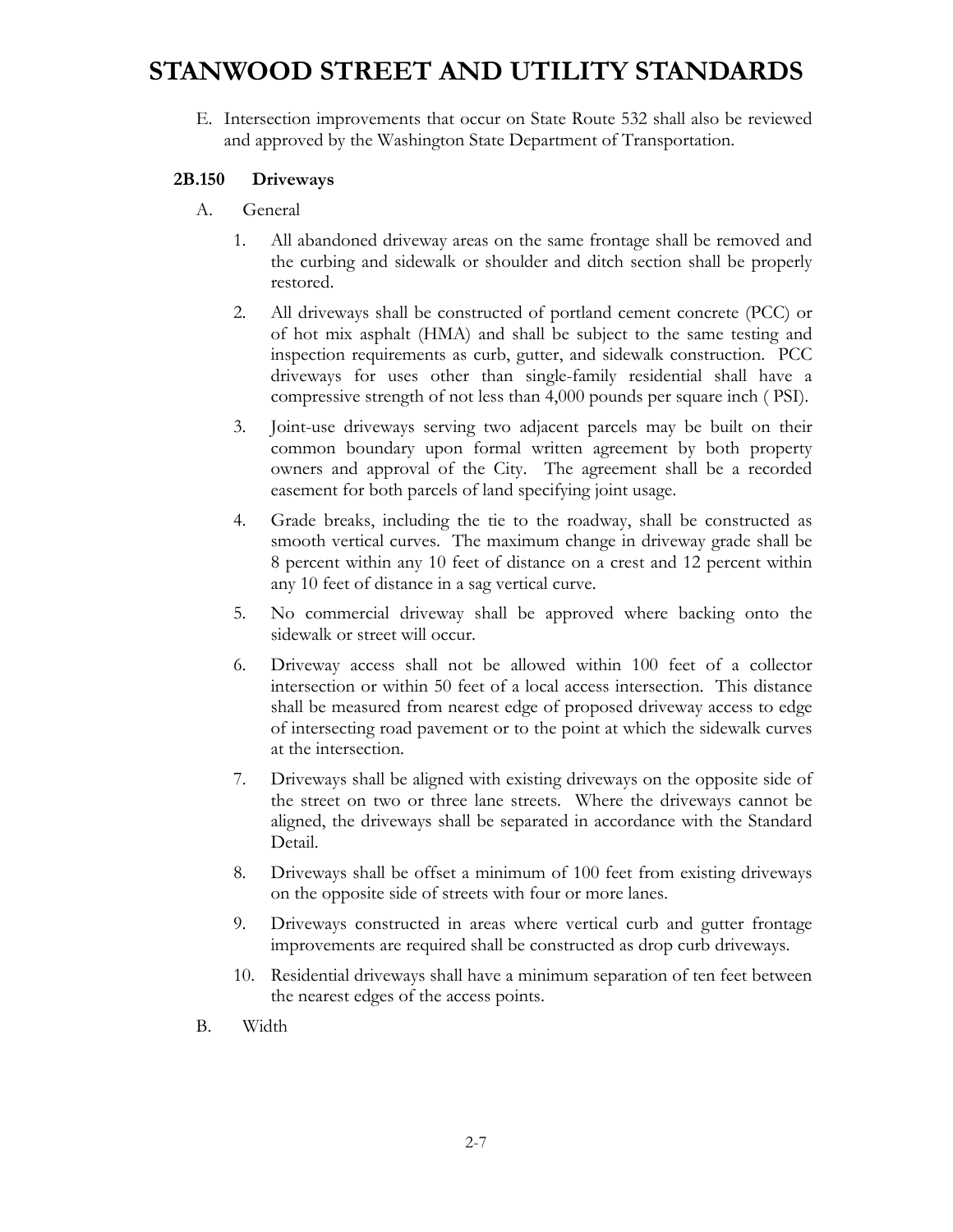E. Intersection improvements that occur on State Route 532 shall also be reviewed and approved by the Washington State Department of Transportation.

### 2B.150 Driveways

A. General

1. All abandoned driveway areas on the same frontage shall be removed and the curbing and sidewalk or shoulder and ditch section shall be properly restored.
2. All driveways shall be constructed of portland cement concrete (PCC) or of hot mix asphalt (HMA) and shall be subject to the same testing and inspection requirements as curb, gutter, and sidewalk construction. PCC driveways for uses other than single-family residential shall have a compressive strength of not less than 4,000 pounds per square inch ( PSI).
3. Joint-use driveways serving two adjacent parcels may be built on their common boundary upon formal written agreement by both property owners and approval of the City. The agreement shall be a recorded easement for both parcels of land specifying joint usage.
4. Grade breaks, including the tie to the roadway, shall be constructed as smooth vertical curves. The maximum change in driveway grade shall be 8 percent within any 10 feet of distance on a crest and 12 percent within any 10 feet of distance in a sag vertical curve.
5. No commercial driveway shall be approved where backing onto the sidewalk or street will occur.
6. Driveway access shall not be allowed within 100 feet of a collector intersection or within 50 feet of a local access intersection. This distance shall be measured from nearest edge of proposed driveway access to edge of intersecting road pavement or to the point at which the sidewalk curves at the intersection.
7. Driveways shall be aligned with existing driveways on the opposite side of the street on two or three lane streets. Where the driveways cannot be aligned, the driveways shall be separated in accordance with the Standard Detail.
8. Driveways shall be offset a minimum of 100 feet from existing driveways on the opposite side of streets with four or more lanes.
9. Driveways constructed in areas where vertical curb and gutter frontage improvements are required shall be constructed as drop curb driveways.
10. Residential driveways shall have a minimum separation of ten feet between the nearest edges of the access points.

B. Width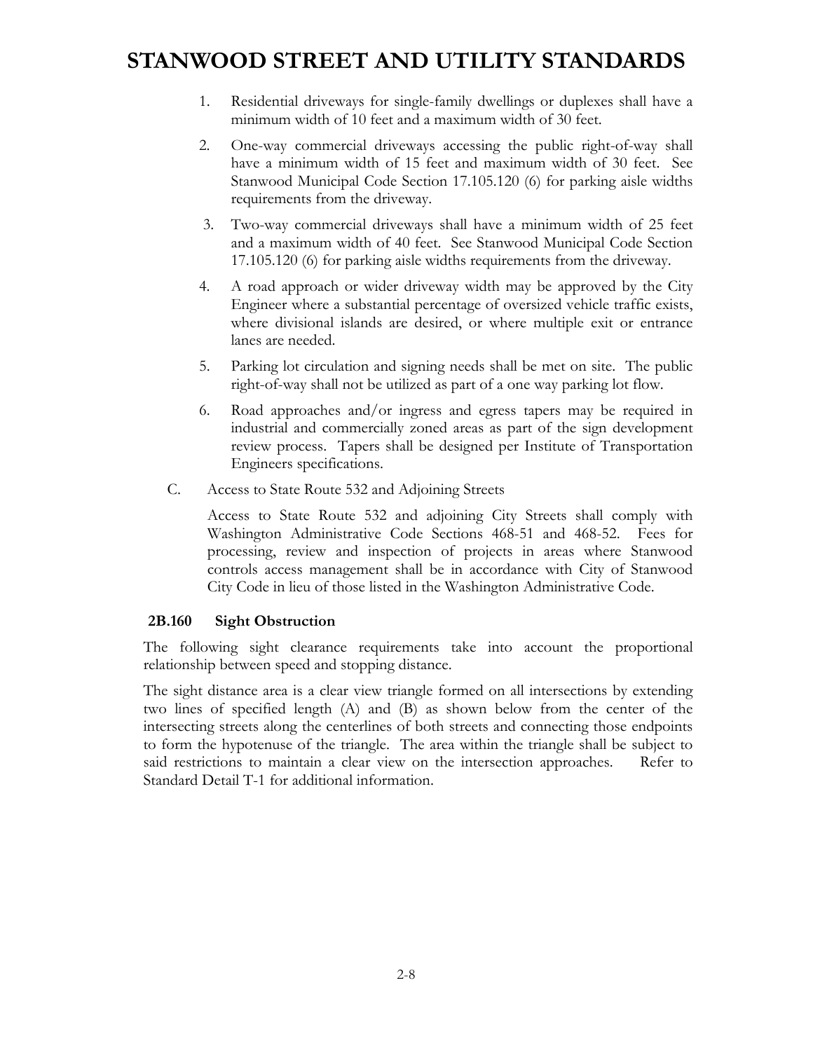1. Residential driveways for single-family dwellings or duplexes shall have a minimum width of 10 feet and a maximum width of 30 feet.

2. One-way commercial driveways accessing the public right-of-way shall have a minimum width of 15 feet and maximum width of 30 feet. See Stanwood Municipal Code Section 17.105.120 (6) for parking aisle widths requirements from the driveway.

3. Two-way commercial driveways shall have a minimum width of 25 feet and a maximum width of 40 feet. See Stanwood Municipal Code Section 17.105.120 (6) for parking aisle widths requirements from the driveway.

4. A road approach or wider driveway width may be approved by the City Engineer where a substantial percentage of oversized vehicle traffic exists, where divisional islands are desired, or where multiple exit or entrance lanes are needed.

5. Parking lot circulation and signing needs shall be met on site. The public right-of-way shall not be utilized as part of a one way parking lot flow.

6. Road approaches and/or ingress and egress tapers may be required in industrial and commercially zoned areas as part of the sign development review process. Tapers shall be designed per Institute of Transportation Engineers specifications.

C. Access to State Route 532 and Adjoining Streets

Access to State Route 532 and adjoining City Streets shall comply with Washington Administrative Code Sections 468-51 and 468-52. Fees for processing, review and inspection of projects in areas where Stanwood controls access management shall be in accordance with City of Stanwood City Code in lieu of those listed in the Washington Administrative Code.

### 2B.160 Sight Obstruction

The following sight clearance requirements take into account the proportional relationship between speed and stopping distance.

The sight distance area is a clear view triangle formed on all intersections by extending two lines of specified length (A) and (B) as shown below from the center of the intersecting streets along the centerlines of both streets and connecting those endpoints to form the hypotenuse of the triangle. The area within the triangle shall be subject to said restrictions to maintain a clear view on the intersection approaches. Refer to Standard Detail T-1 for additional information.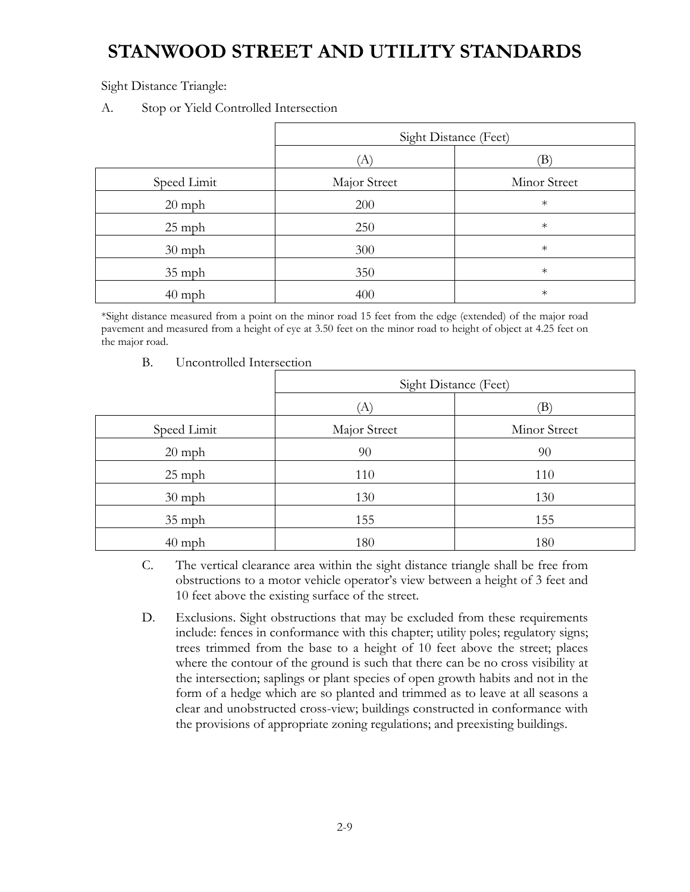Sight Distance Triangle:

A. Stop or Yield Controlled Intersection

| | Sight Distance (Feet) | |
|---|---|---|
| | (A) | (B) |
| Speed Limit | Major Street | Minor Street |
| 20 mph | 200 | * |
| 25 mph | 250 | * |
| 30 mph | 300 | * |
| 35 mph | 350 | * |
| 40 mph | 400 | * |

*Sight distance measured from a point on the minor road 15 feet from the edge (extended) of the major road pavement and measured from a height of eye at 3.50 feet on the minor road to height of object at 4.25 feet on the major road.

B. Uncontrolled Intersection

| | Sight Distance (Feet) | |
|---|---|---|
| | (A) | (B) |
| Speed Limit | Major Street | Minor Street |
| 20 mph | 90 | 90 |
| 25 mph | 110 | 110 |
| 30 mph | 130 | 130 |
| 35 mph | 155 | 155 |
| 40 mph | 180 | 180 |

C. The vertical clearance area within the sight distance triangle shall be free from obstructions to a motor vehicle operator's view between a height of 3 feet and 10 feet above the existing surface of the street.

D. Exclusions. Sight obstructions that may be excluded from these requirements include: fences in conformance with this chapter; utility poles; regulatory signs; trees trimmed from the base to a height of 10 feet above the street; places where the contour of the ground is such that there can be no cross visibility at the intersection; saplings or plant species of open growth habits and not in the form of a hedge which are so planted and trimmed as to leave at all seasons a clear and unobstructed cross-view; buildings constructed in conformance with the provisions of appropriate zoning regulations; and preexisting buildings.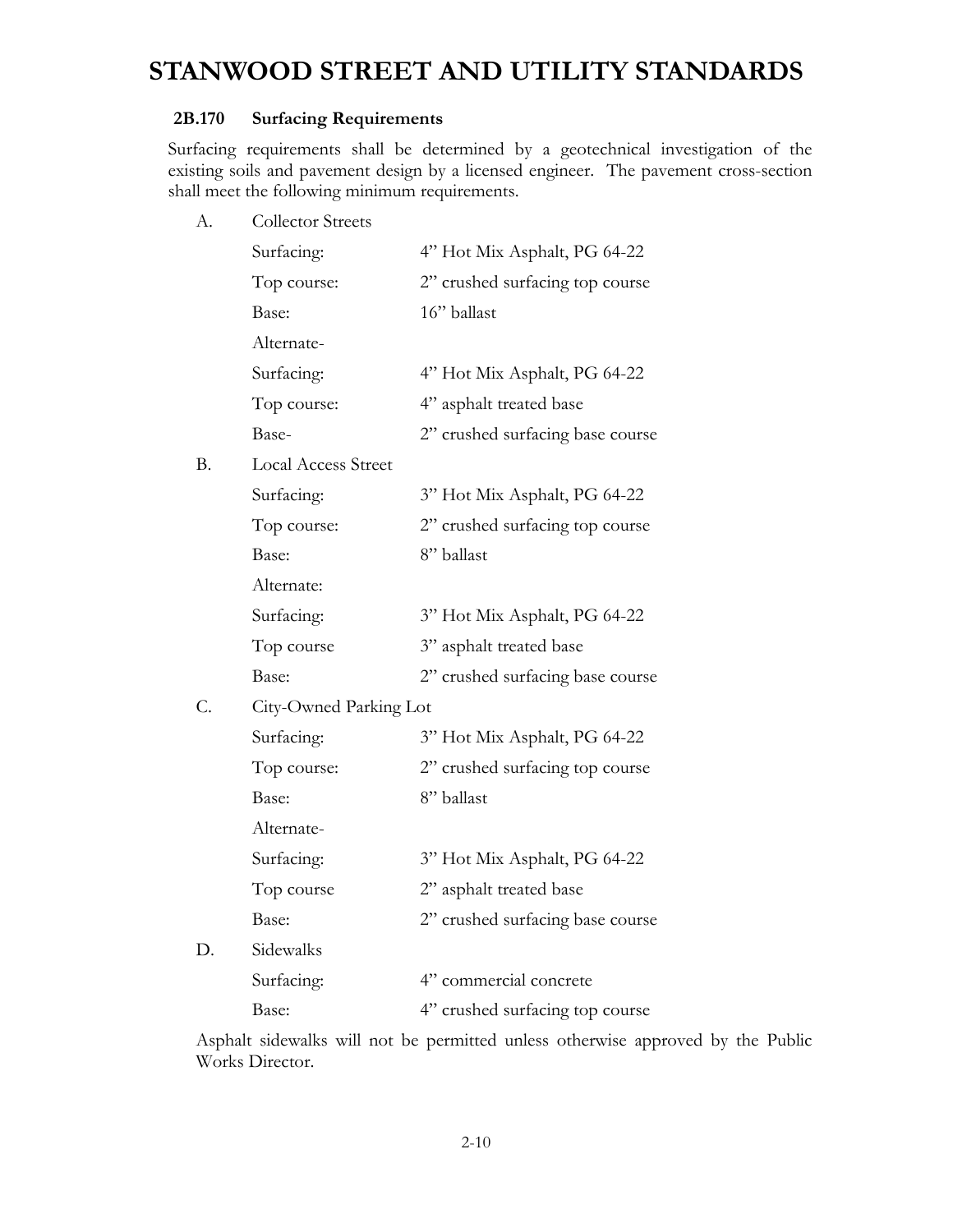## 2B.170 Surfacing Requirements

Surfacing requirements shall be determined by a geotechnical investigation of the existing soils and pavement design by a licensed engineer. The pavement cross-section shall meet the following minimum requirements.

A. Collector Streets

| | |
|---|---|
| Surfacing: | 4" Hot Mix Asphalt, PG 64-22 |
| Top course: | 2" crushed surfacing top course |
| Base: | 16" ballast |
| Alternate- | |
| Surfacing: | 4" Hot Mix Asphalt, PG 64-22 |
| Top course: | 4" asphalt treated base |
| Base- | 2" crushed surfacing base course |

B. Local Access Street

| | |
|---|---|
| Surfacing: | 3" Hot Mix Asphalt, PG 64-22 |
| Top course: | 2" crushed surfacing top course |
| Base: | 8" ballast |
| Alternate: | |
| Surfacing: | 3" Hot Mix Asphalt, PG 64-22 |
| Top course | 3" asphalt treated base |
| Base: | 2" crushed surfacing base course |

C. City-Owned Parking Lot

| | |
|---|---|
| Surfacing: | 3" Hot Mix Asphalt, PG 64-22 |
| Top course: | 2" crushed surfacing top course |
| Base: | 8" ballast |
| Alternate- | |
| Surfacing: | 3" Hot Mix Asphalt, PG 64-22 |
| Top course | 2" asphalt treated base |
| Base: | 2" crushed surfacing base course |

D. Sidewalks

| | |
|---|---|
| Surfacing: | 4" commercial concrete |
| Base: | 4" crushed surfacing top course |

Asphalt sidewalks will not be permitted unless otherwise approved by the Public Works Director.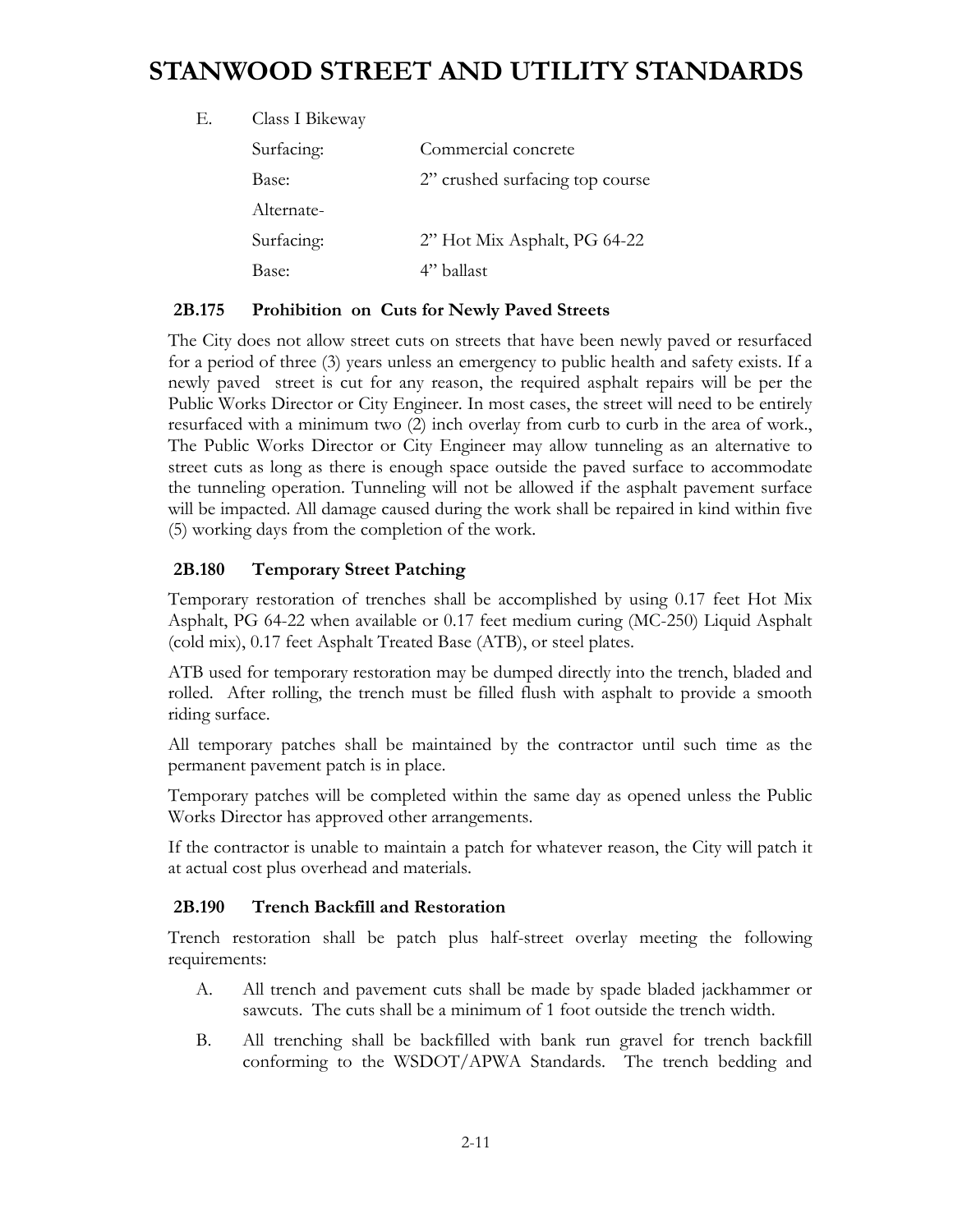E. Class I Bikeway

| | |
|---|---|
| Surfacing: | Commercial concrete |
| Base: | 2" crushed surfacing top course |
| Alternate- | |
| Surfacing: | 2" Hot Mix Asphalt, PG 64-22 |
| Base: | 4" ballast |

### 2B.175 Prohibition on Cuts for Newly Paved Streets

The City does not allow street cuts on streets that have been newly paved or resurfaced for a period of three (3) years unless an emergency to public health and safety exists. If a newly paved street is cut for any reason, the required asphalt repairs will be per the Public Works Director or City Engineer. In most cases, the street will need to be entirely resurfaced with a minimum two (2) inch overlay from curb to curb in the area of work., The Public Works Director or City Engineer may allow tunneling as an alternative to street cuts as long as there is enough space outside the paved surface to accommodate the tunneling operation. Tunneling will not be allowed if the asphalt pavement surface will be impacted. All damage caused during the work shall be repaired in kind within five (5) working days from the completion of the work.

### 2B.180 Temporary Street Patching

Temporary restoration of trenches shall be accomplished by using 0.17 feet Hot Mix Asphalt, PG 64-22 when available or 0.17 feet medium curing (MC-250) Liquid Asphalt (cold mix), 0.17 feet Asphalt Treated Base (ATB), or steel plates.

ATB used for temporary restoration may be dumped directly into the trench, bladed and rolled. After rolling, the trench must be filled flush with asphalt to provide a smooth riding surface.

All temporary patches shall be maintained by the contractor until such time as the permanent pavement patch is in place.

Temporary patches will be completed within the same day as opened unless the Public Works Director has approved other arrangements.

If the contractor is unable to maintain a patch for whatever reason, the City will patch it at actual cost plus overhead and materials.

### 2B.190 Trench Backfill and Restoration

Trench restoration shall be patch plus half-street overlay meeting the following requirements:

A. All trench and pavement cuts shall be made by spade bladed jackhammer or sawcuts. The cuts shall be a minimum of 1 foot outside the trench width.

B. All trenching shall be backfilled with bank run gravel for trench backfill conforming to the WSDOT/APWA Standards. The trench bedding and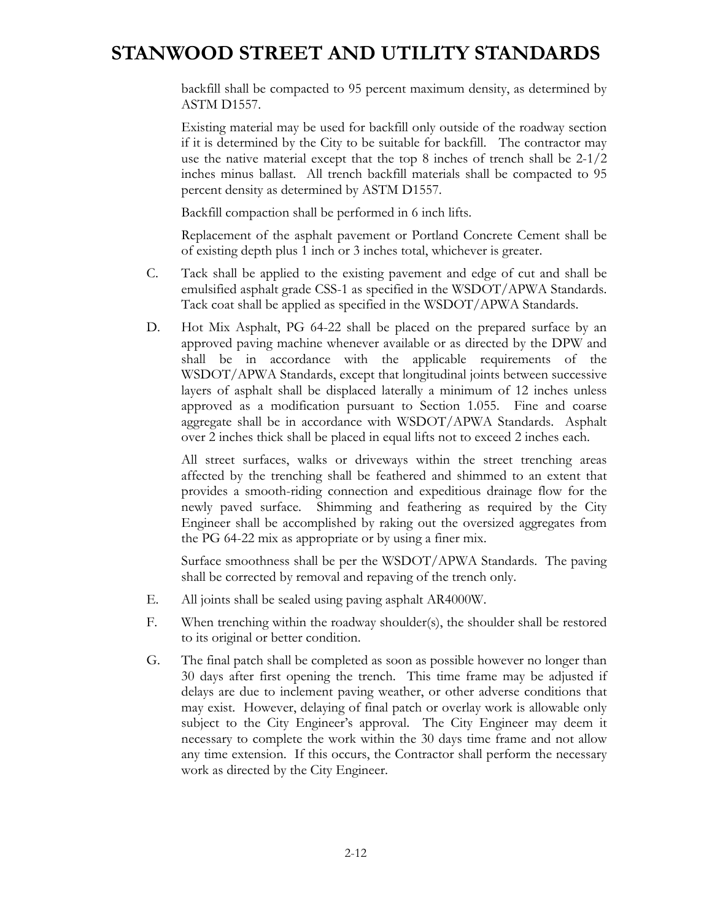backfill shall be compacted to 95 percent maximum density, as determined by ASTM D1557.

Existing material may be used for backfill only outside of the roadway section if it is determined by the City to be suitable for backfill. The contractor may use the native material except that the top 8 inches of trench shall be 2-1/2 inches minus ballast. All trench backfill materials shall be compacted to 95 percent density as determined by ASTM D1557.

Backfill compaction shall be performed in 6 inch lifts.

Replacement of the asphalt pavement or Portland Concrete Cement shall be of existing depth plus 1 inch or 3 inches total, whichever is greater.

C. Tack shall be applied to the existing pavement and edge of cut and shall be emulsified asphalt grade CSS-1 as specified in the WSDOT/APWA Standards. Tack coat shall be applied as specified in the WSDOT/APWA Standards.

D. Hot Mix Asphalt, PG 64-22 shall be placed on the prepared surface by an approved paving machine whenever available or as directed by the DPW and shall be in accordance with the applicable requirements of the WSDOT/APWA Standards, except that longitudinal joints between successive layers of asphalt shall be displaced laterally a minimum of 12 inches unless approved as a modification pursuant to Section 1.055. Fine and coarse aggregate shall be in accordance with WSDOT/APWA Standards. Asphalt over 2 inches thick shall be placed in equal lifts not to exceed 2 inches each.

All street surfaces, walks or driveways within the street trenching areas affected by the trenching shall be feathered and shimmed to an extent that provides a smooth-riding connection and expeditious drainage flow for the newly paved surface. Shimming and feathering as required by the City Engineer shall be accomplished by raking out the oversized aggregates from the PG 64-22 mix as appropriate or by using a finer mix.

Surface smoothness shall be per the WSDOT/APWA Standards. The paving shall be corrected by removal and repaving of the trench only.

E. All joints shall be sealed using paving asphalt AR4000W.

F. When trenching within the roadway shoulder(s), the shoulder shall be restored to its original or better condition.

G. The final patch shall be completed as soon as possible however no longer than 30 days after first opening the trench. This time frame may be adjusted if delays are due to inclement paving weather, or other adverse conditions that may exist. However, delaying of final patch or overlay work is allowable only subject to the City Engineer's approval. The City Engineer may deem it necessary to complete the work within the 30 days time frame and not allow any time extension. If this occurs, the Contractor shall perform the necessary work as directed by the City Engineer.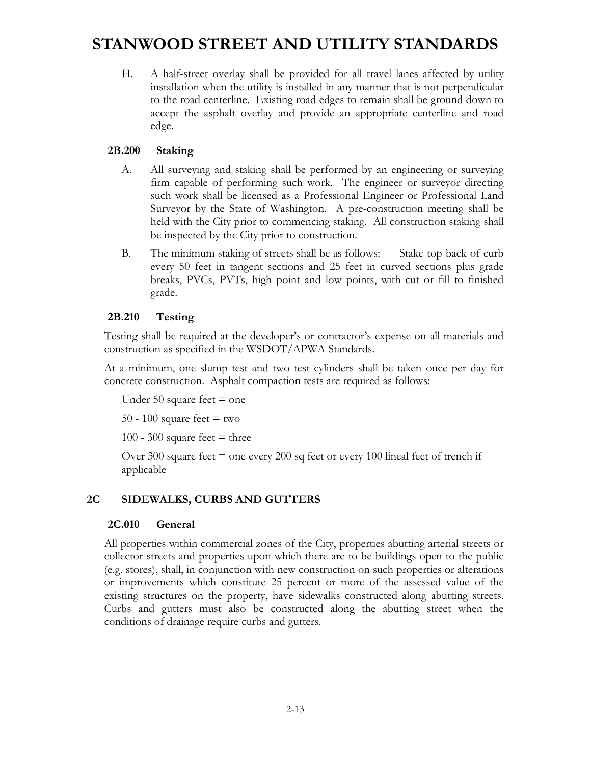H. A half-street overlay shall be provided for all travel lanes affected by utility installation when the utility is installed in any manner that is not perpendicular to the road centerline. Existing road edges to remain shall be ground down to accept the asphalt overlay and provide an appropriate centerline and road edge.

### 2B.200 Staking

A. All surveying and staking shall be performed by an engineering or surveying firm capable of performing such work. The engineer or surveyor directing such work shall be licensed as a Professional Engineer or Professional Land Surveyor by the State of Washington. A pre-construction meeting shall be held with the City prior to commencing staking. All construction staking shall be inspected by the City prior to construction.

B. The minimum staking of streets shall be as follows: Stake top back of curb every 50 feet in tangent sections and 25 feet in curved sections plus grade breaks, PVCs, PVTs, high point and low points, with cut or fill to finished grade.

### 2B.210 Testing

Testing shall be required at the developer's or contractor's expense on all materials and construction as specified in the WSDOT/APWA Standards.

At a minimum, one slump test and two test cylinders shall be taken once per day for concrete construction. Asphalt compaction tests are required as follows:

Under 50 square feet = one

50 - 100 square feet = two

100 - 300 square feet = three

Over 300 square feet = one every 200 sq feet or every 100 lineal feet of trench if applicable

## 2C SIDEWALKS, CURBS AND GUTTERS

### 2C.010 General

All properties within commercial zones of the City, properties abutting arterial streets or collector streets and properties upon which there are to be buildings open to the public (e.g. stores), shall, in conjunction with new construction on such properties or alterations or improvements which constitute 25 percent or more of the assessed value of the existing structures on the property, have sidewalks constructed along abutting streets. Curbs and gutters must also be constructed along the abutting street when the conditions of drainage require curbs and gutters.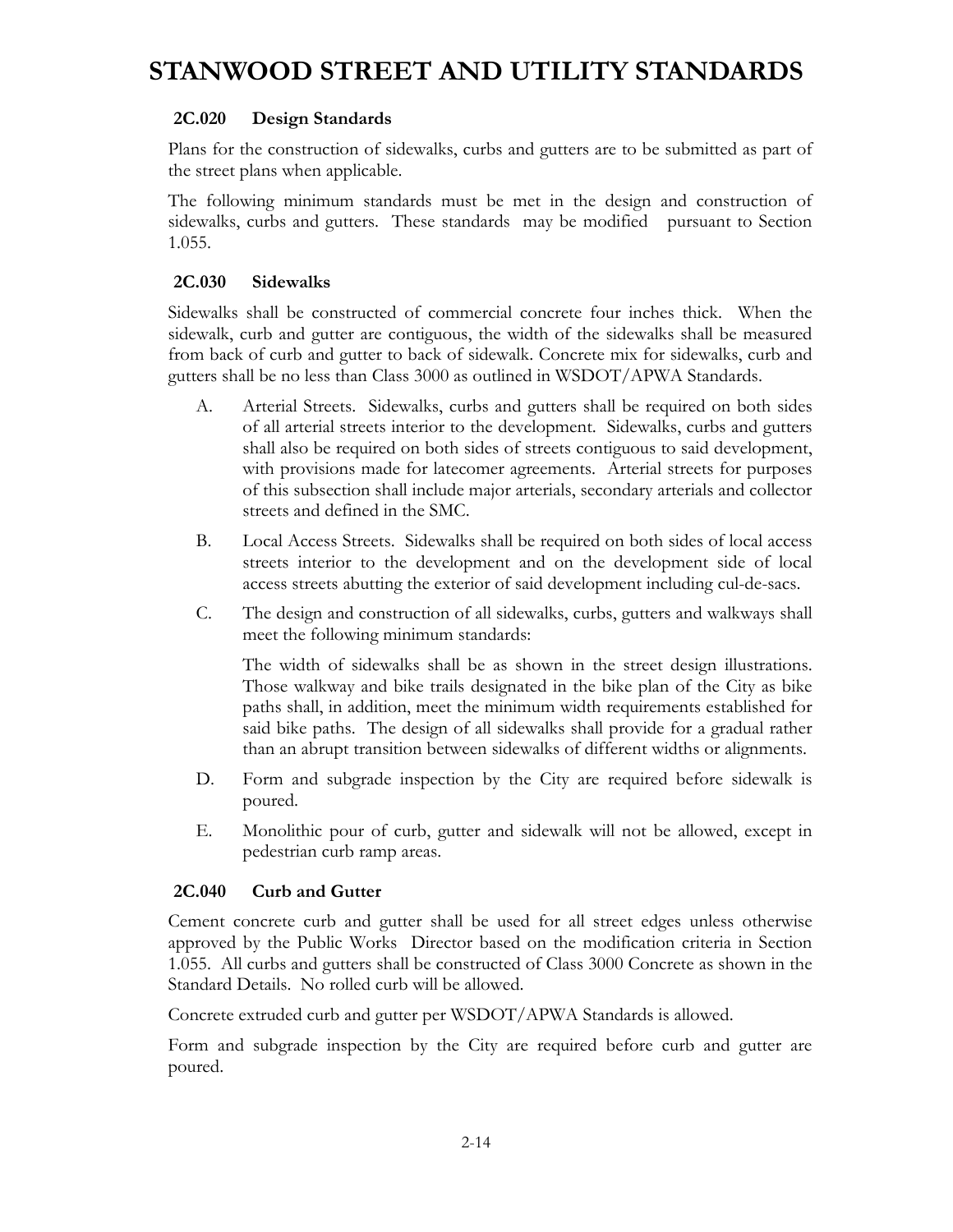# STANWOOD STREET AND UTILITY STANDARDS

### 2C.020 Design Standards

Plans for the construction of sidewalks, curbs and gutters are to be submitted as part of the street plans when applicable.

The following minimum standards must be met in the design and construction of sidewalks, curbs and gutters. These standards may be modified pursuant to Section 1.055.

### 2C.030 Sidewalks

Sidewalks shall be constructed of commercial concrete four inches thick. When the sidewalk, curb and gutter are contiguous, the width of the sidewalks shall be measured from back of curb and gutter to back of sidewalk. Concrete mix for sidewalks, curb and gutters shall be no less than Class 3000 as outlined in WSDOT/APWA Standards.

A. Arterial Streets. Sidewalks, curbs and gutters shall be required on both sides of all arterial streets interior to the development. Sidewalks, curbs and gutters shall also be required on both sides of streets contiguous to said development, with provisions made for latecomer agreements. Arterial streets for purposes of this subsection shall include major arterials, secondary arterials and collector streets and defined in the SMC.

B. Local Access Streets. Sidewalks shall be required on both sides of local access streets interior to the development and on the development side of local access streets abutting the exterior of said development including cul-de-sacs.

C. The design and construction of all sidewalks, curbs, gutters and walkways shall meet the following minimum standards:

   The width of sidewalks shall be as shown in the street design illustrations. Those walkway and bike trails designated in the bike plan of the City as bike paths shall, in addition, meet the minimum width requirements established for said bike paths. The design of all sidewalks shall provide for a gradual rather than an abrupt transition between sidewalks of different widths or alignments.

D. Form and subgrade inspection by the City are required before sidewalk is poured.

E. Monolithic pour of curb, gutter and sidewalk will not be allowed, except in pedestrian curb ramp areas.

### 2C.040 Curb and Gutter

Cement concrete curb and gutter shall be used for all street edges unless otherwise approved by the Public Works Director based on the modification criteria in Section 1.055. All curbs and gutters shall be constructed of Class 3000 Concrete as shown in the Standard Details. No rolled curb will be allowed.

Concrete extruded curb and gutter per WSDOT/APWA Standards is allowed.

Form and subgrade inspection by the City are required before curb and gutter are poured.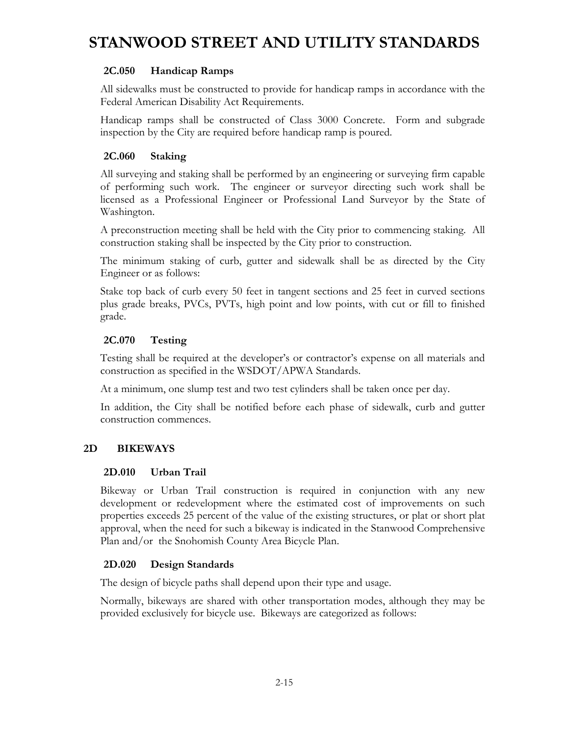### 2C.050 Handicap Ramps

All sidewalks must be constructed to provide for handicap ramps in accordance with the Federal American Disability Act Requirements.

Handicap ramps shall be constructed of Class 3000 Concrete. Form and subgrade inspection by the City are required before handicap ramp is poured.

### 2C.060 Staking

All surveying and staking shall be performed by an engineering or surveying firm capable of performing such work. The engineer or surveyor directing such work shall be licensed as a Professional Engineer or Professional Land Surveyor by the State of Washington.

A preconstruction meeting shall be held with the City prior to commencing staking. All construction staking shall be inspected by the City prior to construction.

The minimum staking of curb, gutter and sidewalk shall be as directed by the City Engineer or as follows:

Stake top back of curb every 50 feet in tangent sections and 25 feet in curved sections plus grade breaks, PVCs, PVTs, high point and low points, with cut or fill to finished grade.

### 2C.070 Testing

Testing shall be required at the developer's or contractor's expense on all materials and construction as specified in the WSDOT/APWA Standards.

At a minimum, one slump test and two test cylinders shall be taken once per day.

In addition, the City shall be notified before each phase of sidewalk, curb and gutter construction commences.

## 2D BIKEWAYS

### 2D.010 Urban Trail

Bikeway or Urban Trail construction is required in conjunction with any new development or redevelopment where the estimated cost of improvements on such properties exceeds 25 percent of the value of the existing structures, or plat or short plat approval, when the need for such a bikeway is indicated in the Stanwood Comprehensive Plan and/or the Snohomish County Area Bicycle Plan.

### 2D.020 Design Standards

The design of bicycle paths shall depend upon their type and usage.

Normally, bikeways are shared with other transportation modes, although they may be provided exclusively for bicycle use. Bikeways are categorized as follows: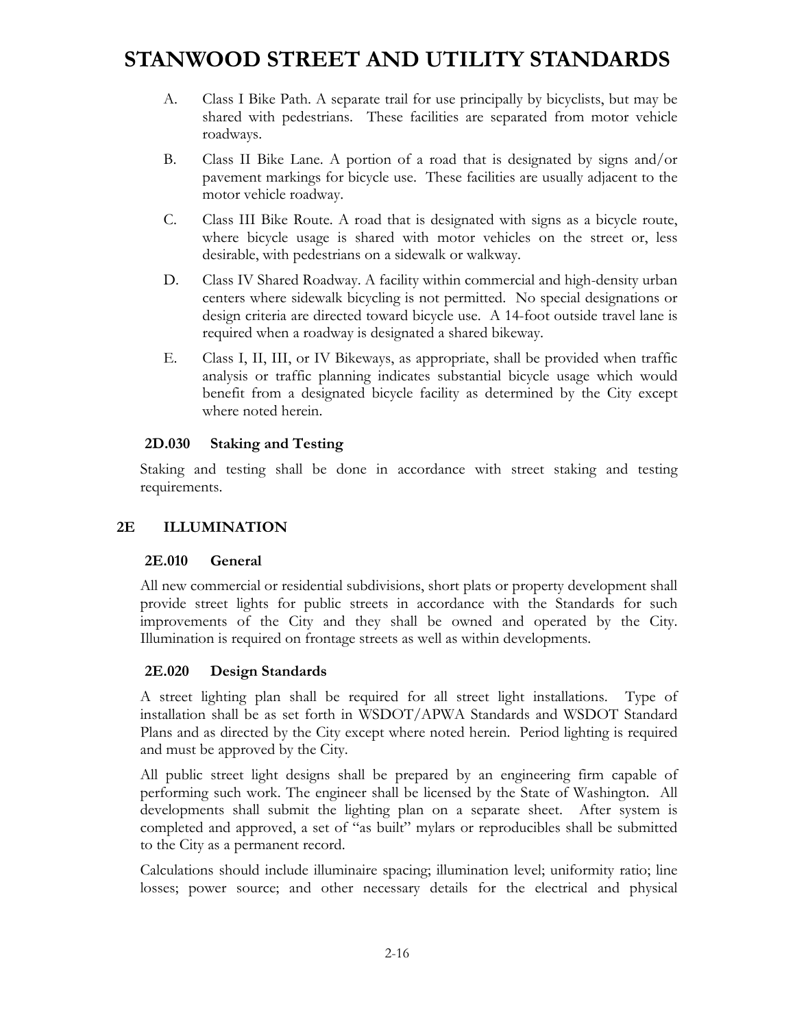A. Class I Bike Path. A separate trail for use principally by bicyclists, but may be shared with pedestrians. These facilities are separated from motor vehicle roadways.

B. Class II Bike Lane. A portion of a road that is designated by signs and/or pavement markings for bicycle use. These facilities are usually adjacent to the motor vehicle roadway.

C. Class III Bike Route. A road that is designated with signs as a bicycle route, where bicycle usage is shared with motor vehicles on the street or, less desirable, with pedestrians on a sidewalk or walkway.

D. Class IV Shared Roadway. A facility within commercial and high-density urban centers where sidewalk bicycling is not permitted. No special designations or design criteria are directed toward bicycle use. A 14-foot outside travel lane is required when a roadway is designated a shared bikeway.

E. Class I, II, III, or IV Bikeways, as appropriate, shall be provided when traffic analysis or traffic planning indicates substantial bicycle usage which would benefit from a designated bicycle facility as determined by the City except where noted herein.

### 2D.030 Staking and Testing

Staking and testing shall be done in accordance with street staking and testing requirements.

## 2E ILLUMINATION

### 2E.010 General

All new commercial or residential subdivisions, short plats or property development shall provide street lights for public streets in accordance with the Standards for such improvements of the City and they shall be owned and operated by the City. Illumination is required on frontage streets as well as within developments.

### 2E.020 Design Standards

A street lighting plan shall be required for all street light installations. Type of installation shall be as set forth in WSDOT/APWA Standards and WSDOT Standard Plans and as directed by the City except where noted herein. Period lighting is required and must be approved by the City.

All public street light designs shall be prepared by an engineering firm capable of performing such work. The engineer shall be licensed by the State of Washington. All developments shall submit the lighting plan on a separate sheet. After system is completed and approved, a set of "as built" mylars or reproducibles shall be submitted to the City as a permanent record.

Calculations should include illuminaire spacing; illumination level; uniformity ratio; line losses; power source; and other necessary details for the electrical and physical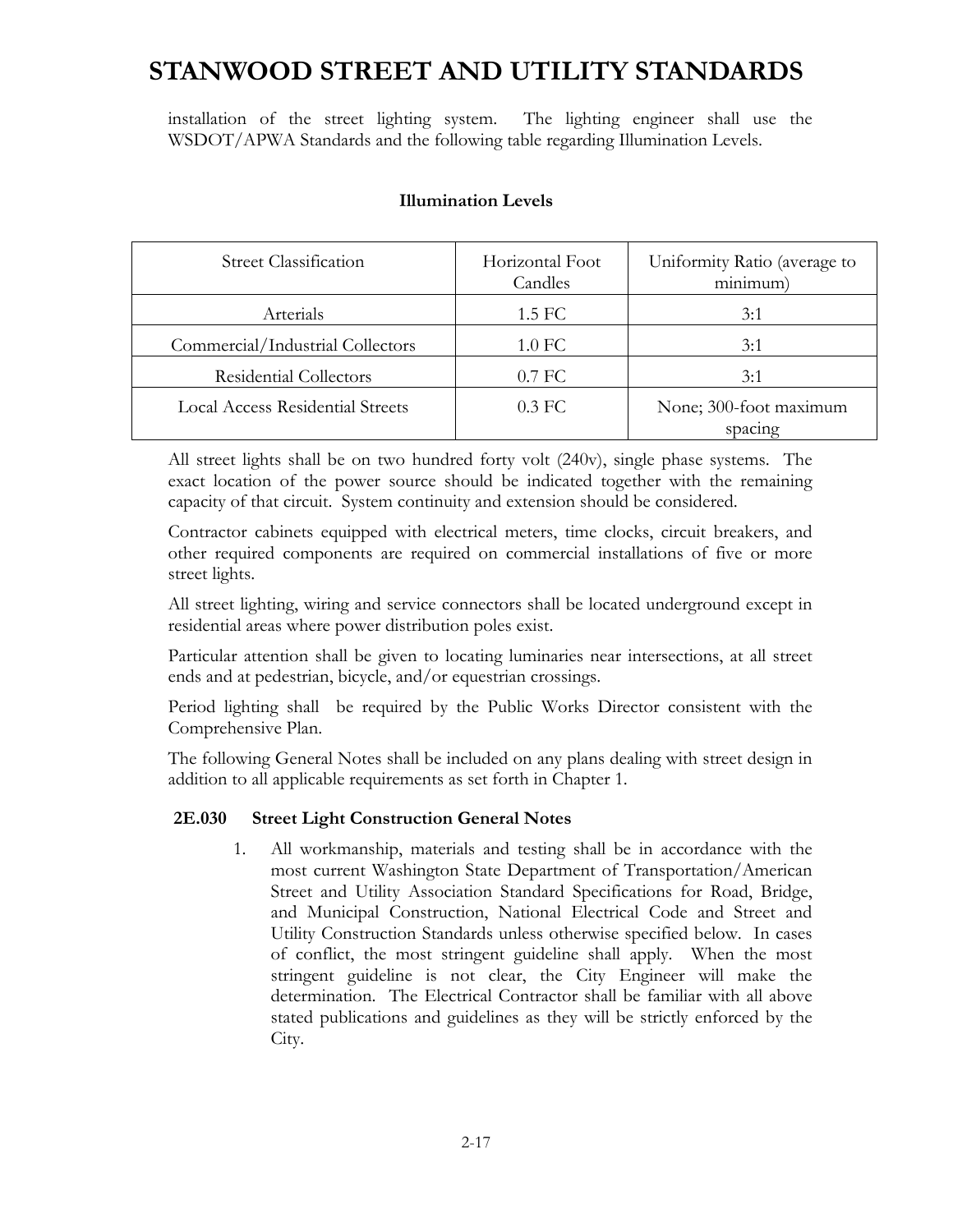installation of the street lighting system. The lighting engineer shall use the WSDOT/APWA Standards and the following table regarding Illumination Levels.

**Illumination Levels**

| Street Classification | Horizontal Foot Candles | Uniformity Ratio (average to minimum) |
|---|---|---|
| Arterials | 1.5 FC | 3:1 |
| Commercial/Industrial Collectors | 1.0 FC | 3:1 |
| Residential Collectors | 0.7 FC | 3:1 |
| Local Access Residential Streets | 0.3 FC | None; 300-foot maximum spacing |

All street lights shall be on two hundred forty volt (240v), single phase systems. The exact location of the power source should be indicated together with the remaining capacity of that circuit. System continuity and extension should be considered.

Contractor cabinets equipped with electrical meters, time clocks, circuit breakers, and other required components are required on commercial installations of five or more street lights.

All street lighting, wiring and service connectors shall be located underground except in residential areas where power distribution poles exist.

Particular attention shall be given to locating luminaries near intersections, at all street ends and at pedestrian, bicycle, and/or equestrian crossings.

Period lighting shall be required by the Public Works Director consistent with the Comprehensive Plan.

The following General Notes shall be included on any plans dealing with street design in addition to all applicable requirements as set forth in Chapter 1.

### 2E.030 Street Light Construction General Notes

1. All workmanship, materials and testing shall be in accordance with the most current Washington State Department of Transportation/American Street and Utility Association Standard Specifications for Road, Bridge, and Municipal Construction, National Electrical Code and Street and Utility Construction Standards unless otherwise specified below. In cases of conflict, the most stringent guideline shall apply. When the most stringent guideline is not clear, the City Engineer will make the determination. The Electrical Contractor shall be familiar with all above stated publications and guidelines as they will be strictly enforced by the City.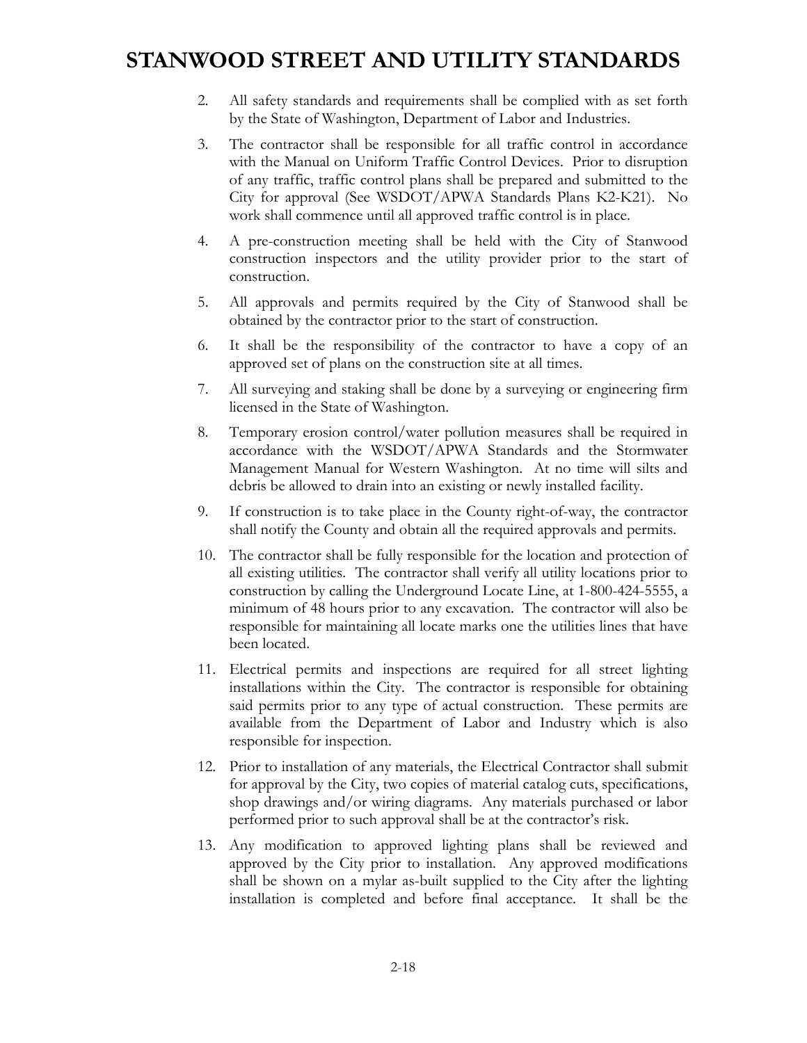2. All safety standards and requirements shall be complied with as set forth by the State of Washington, Department of Labor and Industries.

3. The contractor shall be responsible for all traffic control in accordance with the Manual on Uniform Traffic Control Devices. Prior to disruption of any traffic, traffic control plans shall be prepared and submitted to the City for approval (See WSDOT/APWA Standards Plans K2-K21). No work shall commence until all approved traffic control is in place.

4. A pre-construction meeting shall be held with the City of Stanwood construction inspectors and the utility provider prior to the start of construction.

5. All approvals and permits required by the City of Stanwood shall be obtained by the contractor prior to the start of construction.

6. It shall be the responsibility of the contractor to have a copy of an approved set of plans on the construction site at all times.

7. All surveying and staking shall be done by a surveying or engineering firm licensed in the State of Washington.

8. Temporary erosion control/water pollution measures shall be required in accordance with the WSDOT/APWA Standards and the Stormwater Management Manual for Western Washington. At no time will silts and debris be allowed to drain into an existing or newly installed facility.

9. If construction is to take place in the County right-of-way, the contractor shall notify the County and obtain all the required approvals and permits.

10. The contractor shall be fully responsible for the location and protection of all existing utilities. The contractor shall verify all utility locations prior to construction by calling the Underground Locate Line, at 1-800-424-5555, a minimum of 48 hours prior to any excavation. The contractor will also be responsible for maintaining all locate marks one the utilities lines that have been located.

11. Electrical permits and inspections are required for all street lighting installations within the City. The contractor is responsible for obtaining said permits prior to any type of actual construction. These permits are available from the Department of Labor and Industry which is also responsible for inspection.

12. Prior to installation of any materials, the Electrical Contractor shall submit for approval by the City, two copies of material catalog cuts, specifications, shop drawings and/or wiring diagrams. Any materials purchased or labor performed prior to such approval shall be at the contractor's risk.

13. Any modification to approved lighting plans shall be reviewed and approved by the City prior to installation. Any approved modifications shall be shown on a mylar as-built supplied to the City after the lighting installation is completed and before final acceptance. It shall be the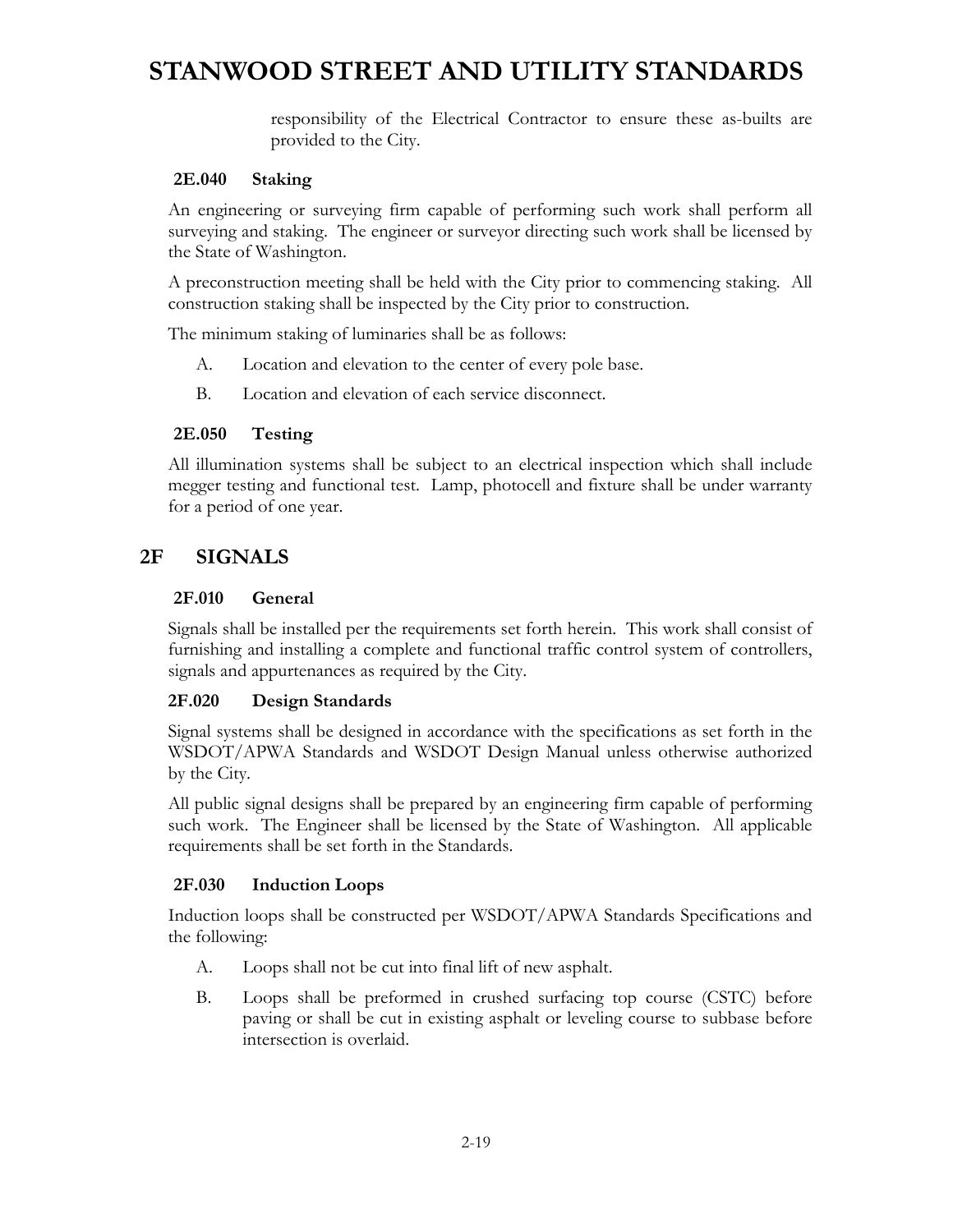responsibility of the Electrical Contractor to ensure these as-builts are provided to the City.

### 2E.040 Staking

An engineering or surveying firm capable of performing such work shall perform all surveying and staking. The engineer or surveyor directing such work shall be licensed by the State of Washington.

A preconstruction meeting shall be held with the City prior to commencing staking. All construction staking shall be inspected by the City prior to construction.

The minimum staking of luminaries shall be as follows:

A. Location and elevation to the center of every pole base.

B. Location and elevation of each service disconnect.

### 2E.050 Testing

All illumination systems shall be subject to an electrical inspection which shall include megger testing and functional test. Lamp, photocell and fixture shall be under warranty for a period of one year.

## 2F SIGNALS

### 2F.010 General

Signals shall be installed per the requirements set forth herein. This work shall consist of furnishing and installing a complete and functional traffic control system of controllers, signals and appurtenances as required by the City.

### 2F.020 Design Standards

Signal systems shall be designed in accordance with the specifications as set forth in the WSDOT/APWA Standards and WSDOT Design Manual unless otherwise authorized by the City.

All public signal designs shall be prepared by an engineering firm capable of performing such work. The Engineer shall be licensed by the State of Washington. All applicable requirements shall be set forth in the Standards.

### 2F.030 Induction Loops

Induction loops shall be constructed per WSDOT/APWA Standards Specifications and the following:

A. Loops shall not be cut into final lift of new asphalt.

B. Loops shall be preformed in crushed surfacing top course (CSTC) before paving or shall be cut in existing asphalt or leveling course to subbase before intersection is overlaid.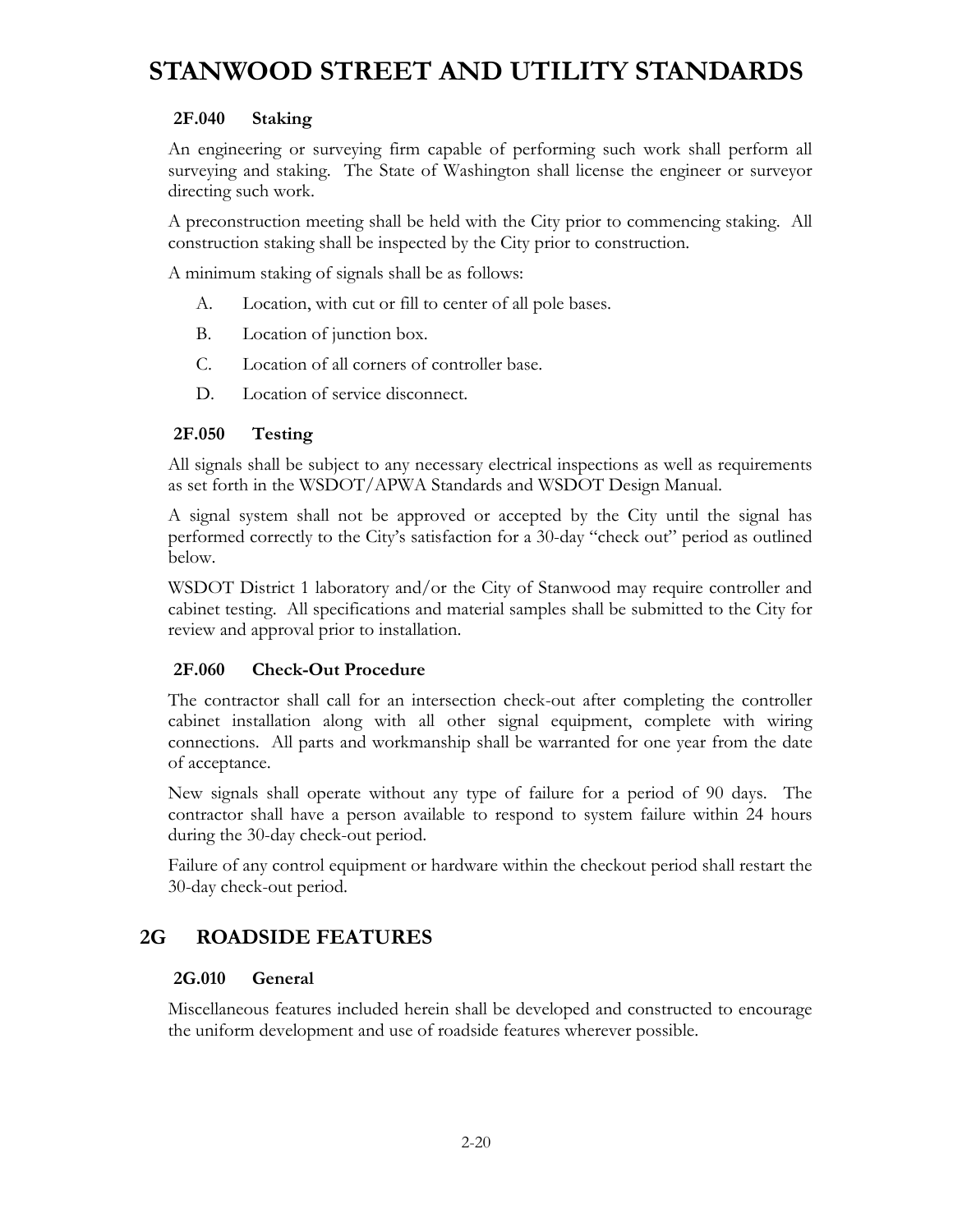### 2F.040 Staking

An engineering or surveying firm capable of performing such work shall perform all surveying and staking. The State of Washington shall license the engineer or surveyor directing such work.

A preconstruction meeting shall be held with the City prior to commencing staking. All construction staking shall be inspected by the City prior to construction.

A minimum staking of signals shall be as follows:

A. Location, with cut or fill to center of all pole bases.

B. Location of junction box.

C. Location of all corners of controller base.

D. Location of service disconnect.

### 2F.050 Testing

All signals shall be subject to any necessary electrical inspections as well as requirements as set forth in the WSDOT/APWA Standards and WSDOT Design Manual.

A signal system shall not be approved or accepted by the City until the signal has performed correctly to the City's satisfaction for a 30-day "check out" period as outlined below.

WSDOT District 1 laboratory and/or the City of Stanwood may require controller and cabinet testing. All specifications and material samples shall be submitted to the City for review and approval prior to installation.

### 2F.060 Check-Out Procedure

The contractor shall call for an intersection check-out after completing the controller cabinet installation along with all other signal equipment, complete with wiring connections. All parts and workmanship shall be warranted for one year from the date of acceptance.

New signals shall operate without any type of failure for a period of 90 days. The contractor shall have a person available to respond to system failure within 24 hours during the 30-day check-out period.

Failure of any control equipment or hardware within the checkout period shall restart the 30-day check-out period.

## 2G ROADSIDE FEATURES

### 2G.010 General

Miscellaneous features included herein shall be developed and constructed to encourage the uniform development and use of roadside features wherever possible.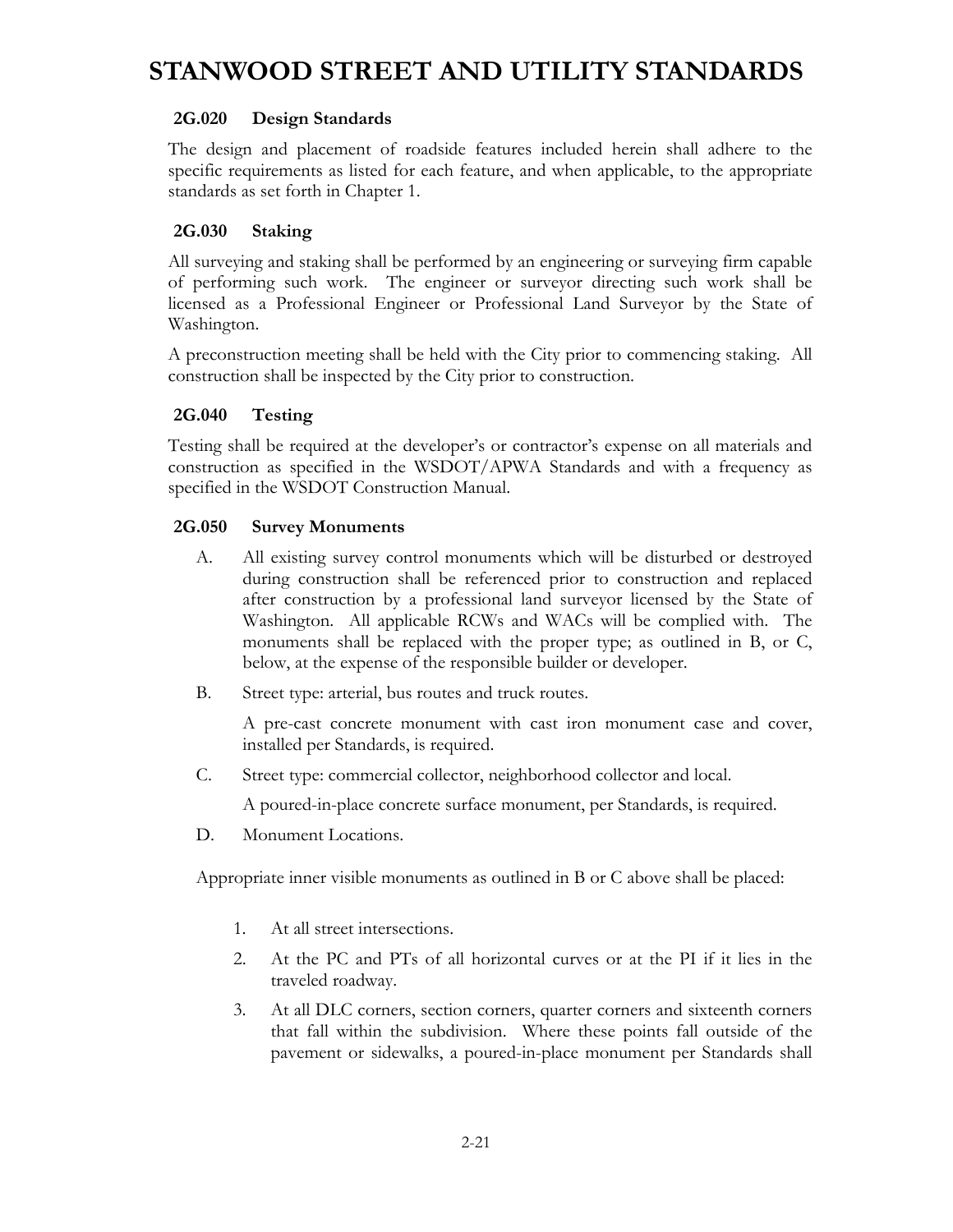### 2G.020 Design Standards

The design and placement of roadside features included herein shall adhere to the specific requirements as listed for each feature, and when applicable, to the appropriate standards as set forth in Chapter 1.

### 2G.030 Staking

All surveying and staking shall be performed by an engineering or surveying firm capable of performing such work. The engineer or surveyor directing such work shall be licensed as a Professional Engineer or Professional Land Surveyor by the State of Washington.

A preconstruction meeting shall be held with the City prior to commencing staking. All construction shall be inspected by the City prior to construction.

### 2G.040 Testing

Testing shall be required at the developer's or contractor's expense on all materials and construction as specified in the WSDOT/APWA Standards and with a frequency as specified in the WSDOT Construction Manual.

### 2G.050 Survey Monuments

A. All existing survey control monuments which will be disturbed or destroyed during construction shall be referenced prior to construction and replaced after construction by a professional land surveyor licensed by the State of Washington. All applicable RCWs and WACs will be complied with. The monuments shall be replaced with the proper type; as outlined in B, or C, below, at the expense of the responsible builder or developer.

B. Street type: arterial, bus routes and truck routes.

   A pre-cast concrete monument with cast iron monument case and cover, installed per Standards, is required.

C. Street type: commercial collector, neighborhood collector and local.

   A poured-in-place concrete surface monument, per Standards, is required.

D. Monument Locations.

Appropriate inner visible monuments as outlined in B or C above shall be placed:

1. At all street intersections.
2. At the PC and PTs of all horizontal curves or at the PI if it lies in the traveled roadway.
3. At all DLC corners, section corners, quarter corners and sixteenth corners that fall within the subdivision. Where these points fall outside of the pavement or sidewalks, a poured-in-place monument per Standards shall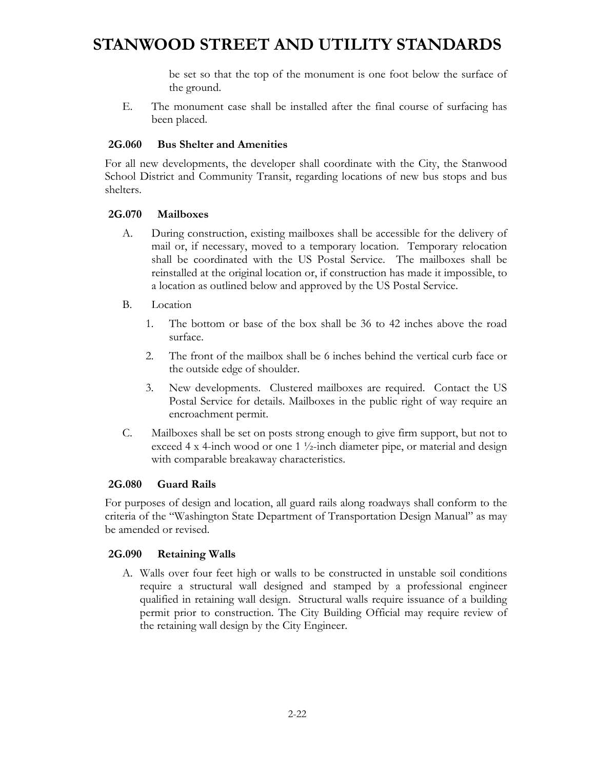be set so that the top of the monument is one foot below the surface of the ground.

E. The monument case shall be installed after the final course of surfacing has been placed.

### 2G.060 Bus Shelter and Amenities

For all new developments, the developer shall coordinate with the City, the Stanwood School District and Community Transit, regarding locations of new bus stops and bus shelters.

### 2G.070 Mailboxes

A. During construction, existing mailboxes shall be accessible for the delivery of mail or, if necessary, moved to a temporary location. Temporary relocation shall be coordinated with the US Postal Service. The mailboxes shall be reinstalled at the original location or, if construction has made it impossible, to a location as outlined below and approved by the US Postal Service.

B. Location

   1. The bottom or base of the box shall be 36 to 42 inches above the road surface.

   2. The front of the mailbox shall be 6 inches behind the vertical curb face or the outside edge of shoulder.

   3. New developments. Clustered mailboxes are required. Contact the US Postal Service for details. Mailboxes in the public right of way require an encroachment permit.

C. Mailboxes shall be set on posts strong enough to give firm support, but not to exceed 4 x 4-inch wood or one 1 ½-inch diameter pipe, or material and design with comparable breakaway characteristics.

### 2G.080 Guard Rails

For purposes of design and location, all guard rails along roadways shall conform to the criteria of the "Washington State Department of Transportation Design Manual" as may be amended or revised.

### 2G.090 Retaining Walls

A. Walls over four feet high or walls to be constructed in unstable soil conditions require a structural wall designed and stamped by a professional engineer qualified in retaining wall design. Structural walls require issuance of a building permit prior to construction. The City Building Official may require review of the retaining wall design by the City Engineer.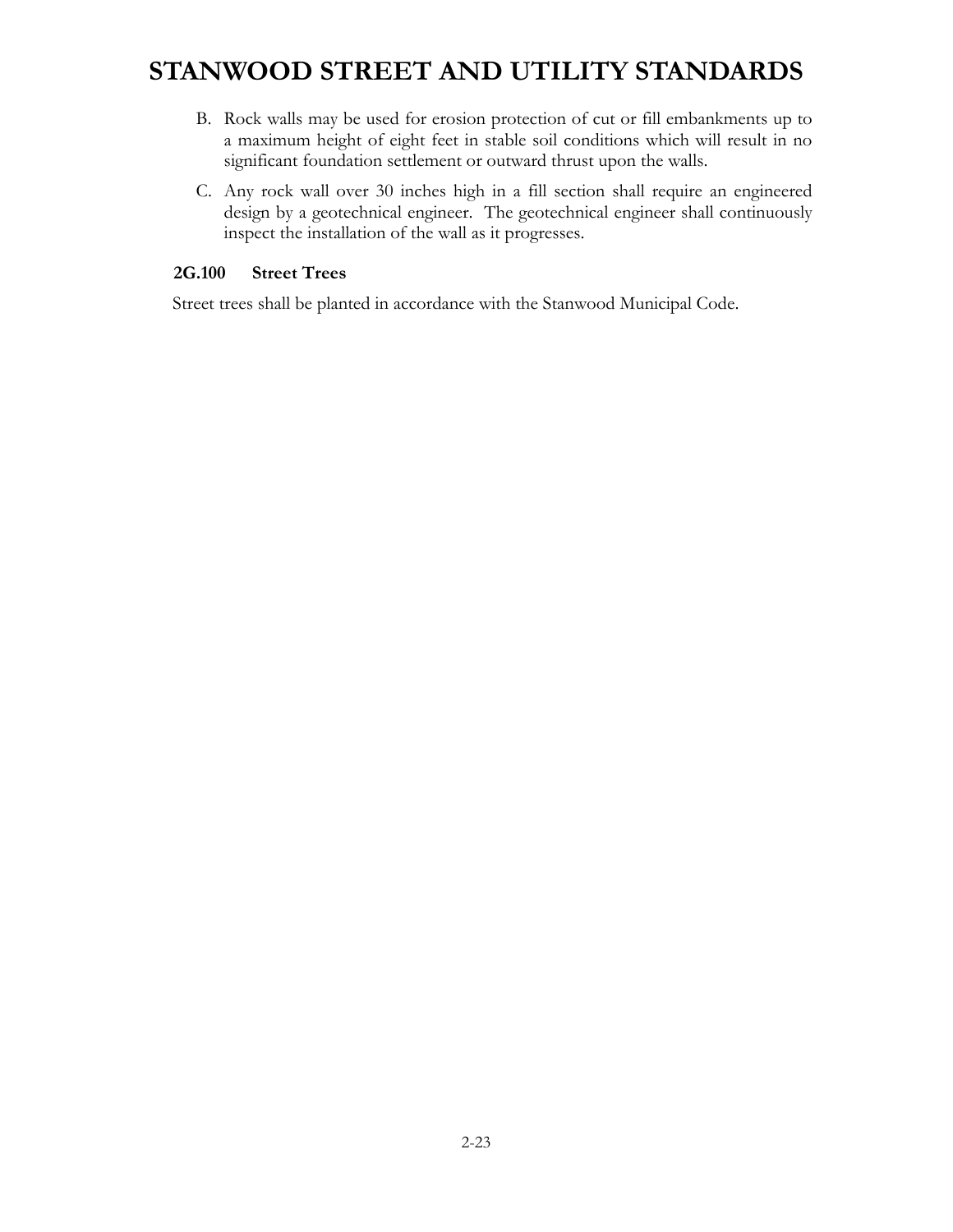B. Rock walls may be used for erosion protection of cut or fill embankments up to a maximum height of eight feet in stable soil conditions which will result in no significant foundation settlement or outward thrust upon the walls.

C. Any rock wall over 30 inches high in a fill section shall require an engineered design by a geotechnical engineer. The geotechnical engineer shall continuously inspect the installation of the wall as it progresses.

### 2G.100 Street Trees

Street trees shall be planted in accordance with the Stanwood Municipal Code.